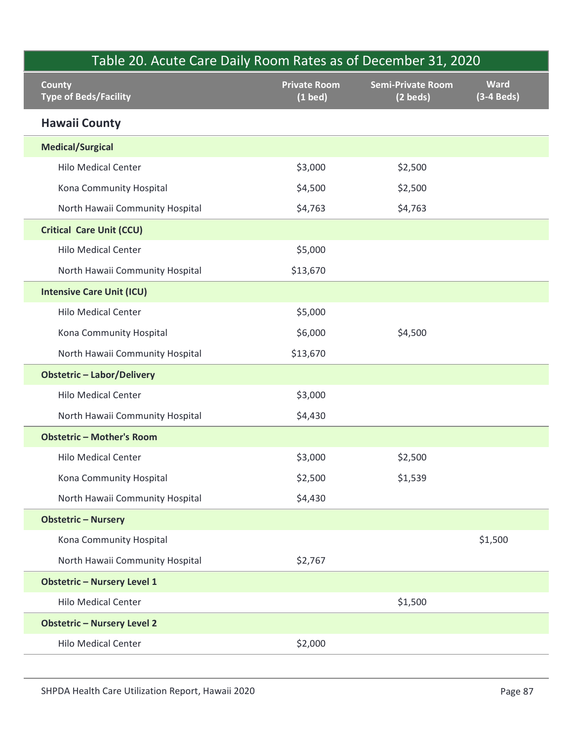| Table 20. Acute Care Daily Room Rates as of December 31, 2020 | | | |
|---|---|---|---|
| **County<br>Type of Beds/Facility** | **Private Room<br>(1 bed)** | **Semi-Private Room<br>(2 beds)** | **Ward<br>(3-4 Beds)** |
| **Hawaii County** | | | |
| **Medical/Surgical** | | | |
| Hilo Medical Center | $3,000 | $2,500 | |
| Kona Community Hospital | $4,500 | $2,500 | |
| North Hawaii Community Hospital | $4,763 | $4,763 | |
| **Critical Care Unit (CCU)** | | | |
| Hilo Medical Center | $5,000 | | |
| North Hawaii Community Hospital | $13,670 | | |
| **Intensive Care Unit (ICU)** | | | |
| Hilo Medical Center | $5,000 | | |
| Kona Community Hospital | $6,000 | $4,500 | |
| North Hawaii Community Hospital | $13,670 | | |
| **Obstetric – Labor/Delivery** | | | |
| Hilo Medical Center | $3,000 | | |
| North Hawaii Community Hospital | $4,430 | | |
| **Obstetric – Mother's Room** | | | |
| Hilo Medical Center | $3,000 | $2,500 | |
| Kona Community Hospital | $2,500 | $1,539 | |
| North Hawaii Community Hospital | $4,430 | | |
| **Obstetric – Nursery** | | | |
| Kona Community Hospital | | | $1,500 |
| North Hawaii Community Hospital | $2,767 | | |
| **Obstetric – Nursery Level 1** | | | |
| Hilo Medical Center | | $1,500 | |
| **Obstetric – Nursery Level 2** | | | |
| Hilo Medical Center | $2,000 | | |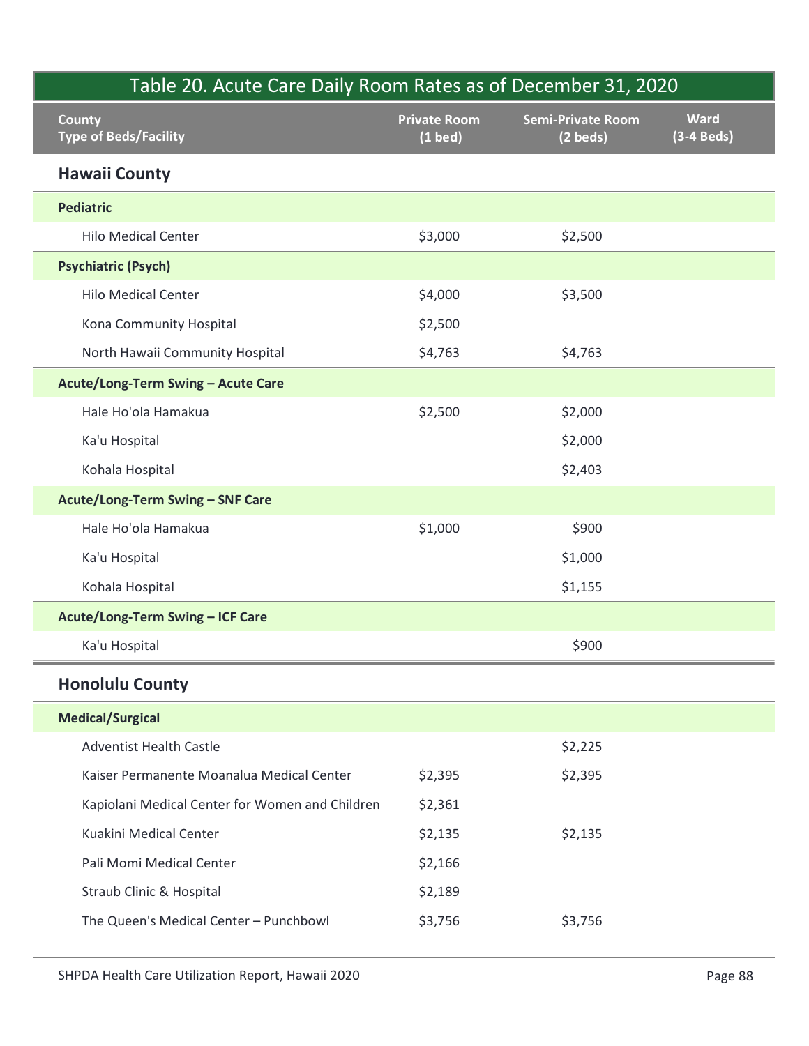| Table 20. Acute Care Daily Room Rates as of December 31, 2020 | | | |
|---|---|---|---|
| **County**<br>**Type of Beds/Facility** | **Private Room (1 bed)** | **Semi-Private Room (2 beds)** | **Ward (3-4 Beds)** |
| **Hawaii County** | | | |
| **Pediatric** | | | |
| Hilo Medical Center | $3,000 | $2,500 | |
| **Psychiatric (Psych)** | | | |
| Hilo Medical Center | $4,000 | $3,500 | |
| Kona Community Hospital | $2,500 | | |
| North Hawaii Community Hospital | $4,763 | $4,763 | |
| **Acute/Long-Term Swing – Acute Care** | | | |
| Hale Ho'ola Hamakua | $2,500 | $2,000 | |
| Ka'u Hospital | | $2,000 | |
| Kohala Hospital | | $2,403 | |
| **Acute/Long-Term Swing – SNF Care** | | | |
| Hale Ho'ola Hamakua | $1,000 | $900 | |
| Ka'u Hospital | | $1,000 | |
| Kohala Hospital | | $1,155 | |
| **Acute/Long-Term Swing – ICF Care** | | | |
| Ka'u Hospital | | $900 | |
| **Honolulu County** | | | |
| **Medical/Surgical** | | | |
| Adventist Health Castle | | $2,225 | |
| Kaiser Permanente Moanalua Medical Center | $2,395 | $2,395 | |
| Kapiolani Medical Center for Women and Children | $2,361 | | |
| Kuakini Medical Center | $2,135 | $2,135 | |
| Pali Momi Medical Center | $2,166 | | |
| Straub Clinic & Hospital | $2,189 | | |
| The Queen's Medical Center – Punchbowl | $3,756 | $3,756 | |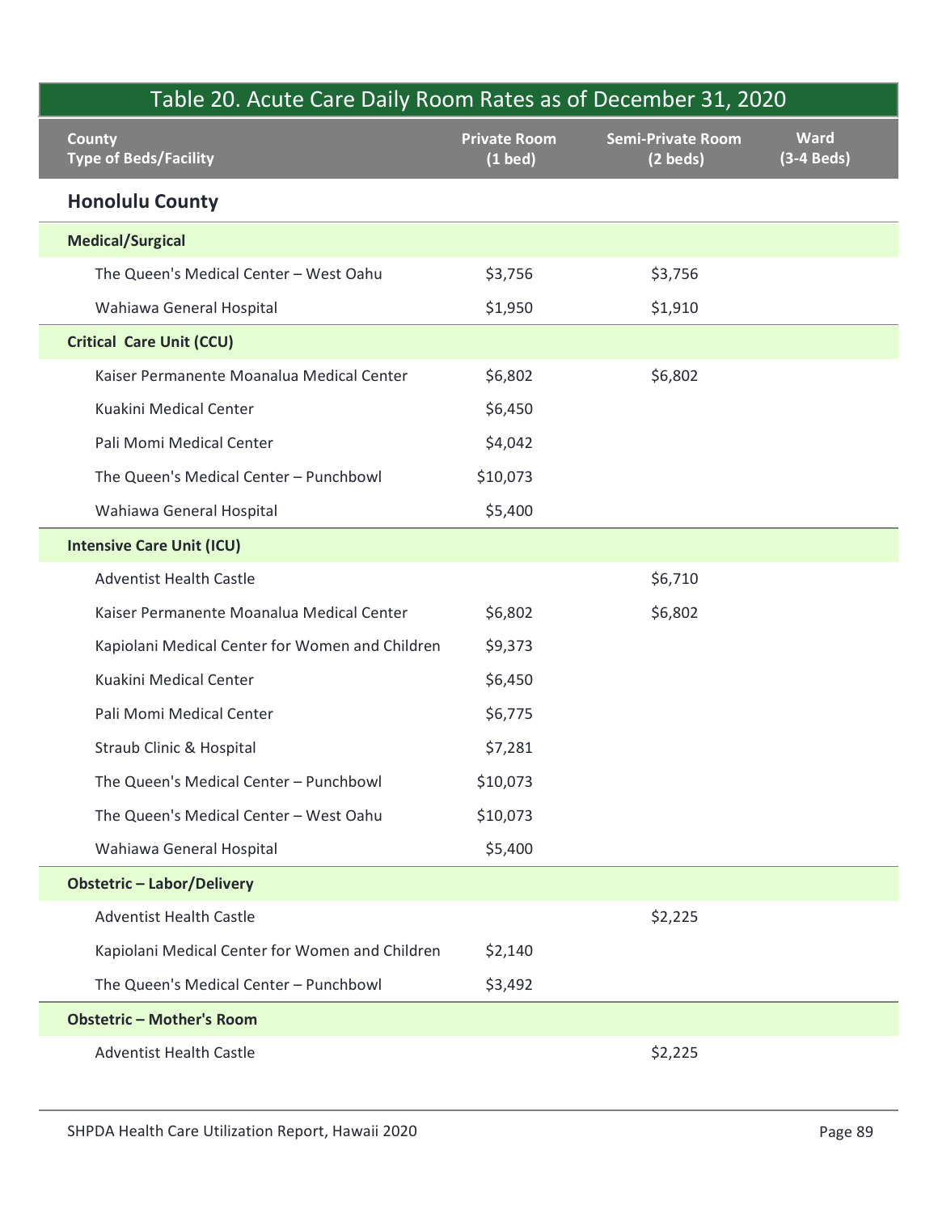## Table 20. Acute Care Daily Room Rates as of December 31, 2020

| County<br>Type of Beds/Facility | Private Room (1 bed) | Semi-Private Room (2 beds) | Ward (3-4 Beds) |
|---|---|---|---|
| **Honolulu County** | | | |
| **Medical/Surgical** | | | |
| The Queen's Medical Center – West Oahu | $3,756 | $3,756 | |
| Wahiawa General Hospital | $1,950 | $1,910 | |
| **Critical Care Unit (CCU)** | | | |
| Kaiser Permanente Moanalua Medical Center | $6,802 | $6,802 | |
| Kuakini Medical Center | $6,450 | | |
| Pali Momi Medical Center | $4,042 | | |
| The Queen's Medical Center – Punchbowl | $10,073 | | |
| Wahiawa General Hospital | $5,400 | | |
| **Intensive Care Unit (ICU)** | | | |
| Adventist Health Castle | | $6,710 | |
| Kaiser Permanente Moanalua Medical Center | $6,802 | $6,802 | |
| Kapiolani Medical Center for Women and Children | $9,373 | | |
| Kuakini Medical Center | $6,450 | | |
| Pali Momi Medical Center | $6,775 | | |
| Straub Clinic & Hospital | $7,281 | | |
| The Queen's Medical Center – Punchbowl | $10,073 | | |
| The Queen's Medical Center – West Oahu | $10,073 | | |
| Wahiawa General Hospital | $5,400 | | |
| **Obstetric – Labor/Delivery** | | | |
| Adventist Health Castle | | $2,225 | |
| Kapiolani Medical Center for Women and Children | $2,140 | | |
| The Queen's Medical Center – Punchbowl | $3,492 | | |
| **Obstetric – Mother's Room** | | | |
| Adventist Health Castle | | $2,225 | |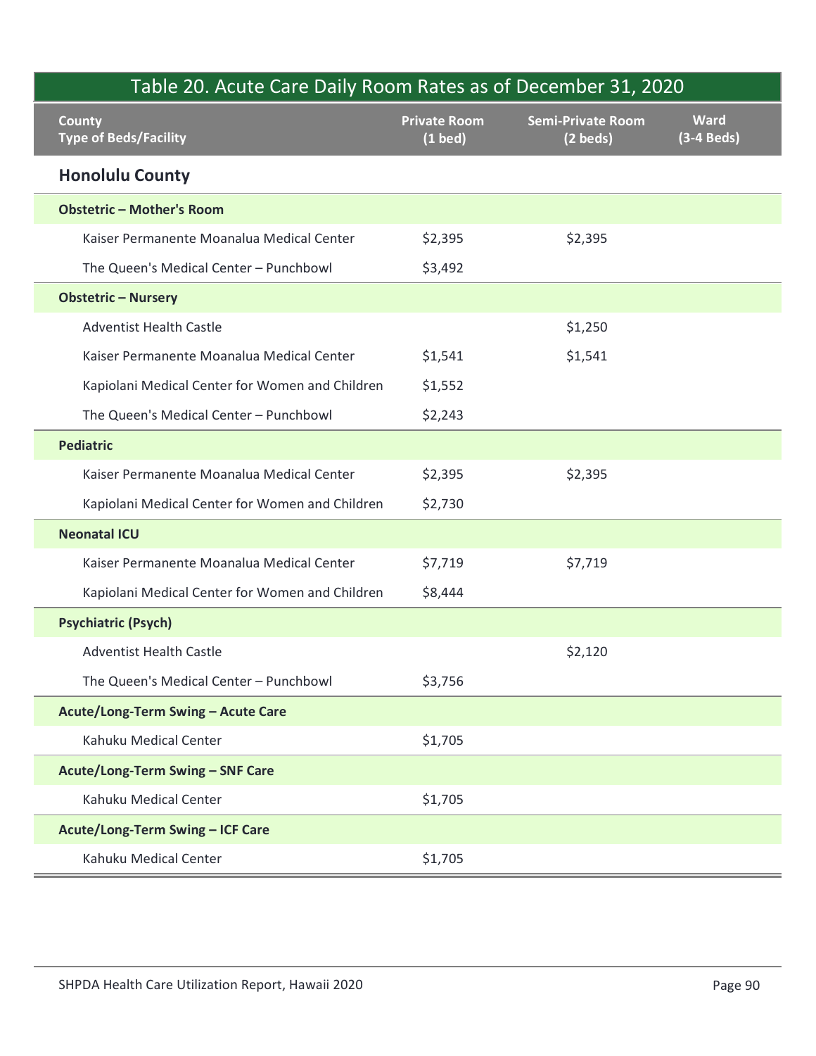## Table 20. Acute Care Daily Room Rates as of December 31, 2020

| County<br>Type of Beds/Facility | Private Room (1 bed) | Semi-Private Room (2 beds) | Ward (3-4 Beds) |
|---|---|---|---|
| **Honolulu County** | | | |
| **Obstetric – Mother's Room** | | | |
| Kaiser Permanente Moanalua Medical Center | $2,395 | $2,395 | |
| The Queen's Medical Center – Punchbowl | $3,492 | | |
| **Obstetric – Nursery** | | | |
| Adventist Health Castle | | $1,250 | |
| Kaiser Permanente Moanalua Medical Center | $1,541 | $1,541 | |
| Kapiolani Medical Center for Women and Children | $1,552 | | |
| The Queen's Medical Center – Punchbowl | $2,243 | | |
| **Pediatric** | | | |
| Kaiser Permanente Moanalua Medical Center | $2,395 | $2,395 | |
| Kapiolani Medical Center for Women and Children | $2,730 | | |
| **Neonatal ICU** | | | |
| Kaiser Permanente Moanalua Medical Center | $7,719 | $7,719 | |
| Kapiolani Medical Center for Women and Children | $8,444 | | |
| **Psychiatric (Psych)** | | | |
| Adventist Health Castle | | $2,120 | |
| The Queen's Medical Center – Punchbowl | $3,756 | | |
| **Acute/Long-Term Swing – Acute Care** | | | |
| Kahuku Medical Center | $1,705 | | |
| **Acute/Long-Term Swing – SNF Care** | | | |
| Kahuku Medical Center | $1,705 | | |
| **Acute/Long-Term Swing – ICF Care** | | | |
| Kahuku Medical Center | $1,705 | | |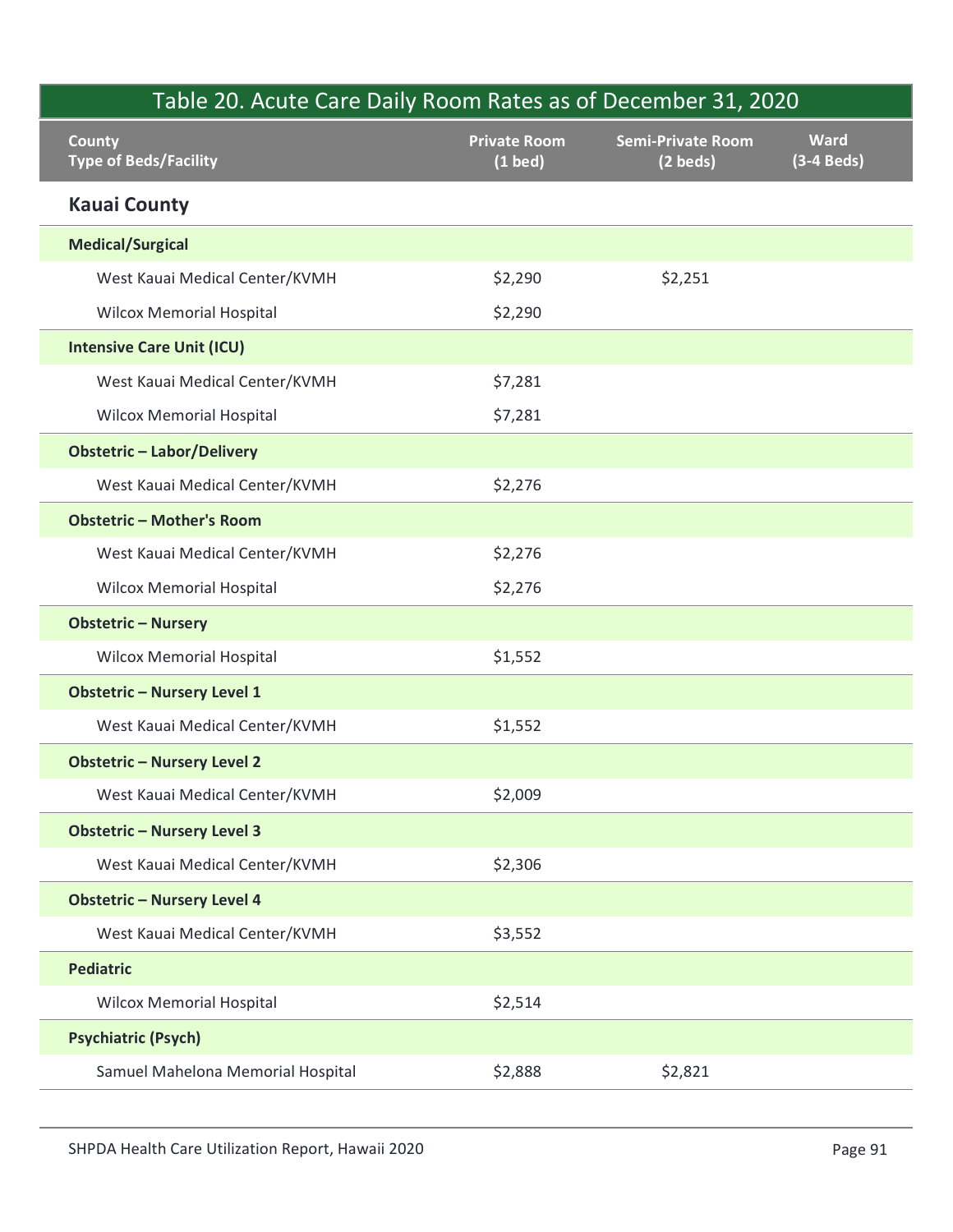## Table 20. Acute Care Daily Room Rates as of December 31, 2020

| County<br>Type of Beds/Facility | Private Room<br>(1 bed) | Semi-Private Room<br>(2 beds) | Ward<br>(3-4 Beds) |
|---|---|---|---|
| **Kauai County** | | | |
| **Medical/Surgical** | | | |
| West Kauai Medical Center/KVMH | $2,290 | $2,251 | |
| Wilcox Memorial Hospital | $2,290 | | |
| **Intensive Care Unit (ICU)** | | | |
| West Kauai Medical Center/KVMH | $7,281 | | |
| Wilcox Memorial Hospital | $7,281 | | |
| **Obstetric – Labor/Delivery** | | | |
| West Kauai Medical Center/KVMH | $2,276 | | |
| **Obstetric – Mother's Room** | | | |
| West Kauai Medical Center/KVMH | $2,276 | | |
| Wilcox Memorial Hospital | $2,276 | | |
| **Obstetric – Nursery** | | | |
| Wilcox Memorial Hospital | $1,552 | | |
| **Obstetric – Nursery Level 1** | | | |
| West Kauai Medical Center/KVMH | $1,552 | | |
| **Obstetric – Nursery Level 2** | | | |
| West Kauai Medical Center/KVMH | $2,009 | | |
| **Obstetric – Nursery Level 3** | | | |
| West Kauai Medical Center/KVMH | $2,306 | | |
| **Obstetric – Nursery Level 4** | | | |
| West Kauai Medical Center/KVMH | $3,552 | | |
| **Pediatric** | | | |
| Wilcox Memorial Hospital | $2,514 | | |
| **Psychiatric (Psych)** | | | |
| Samuel Mahelona Memorial Hospital | $2,888 | $2,821 | |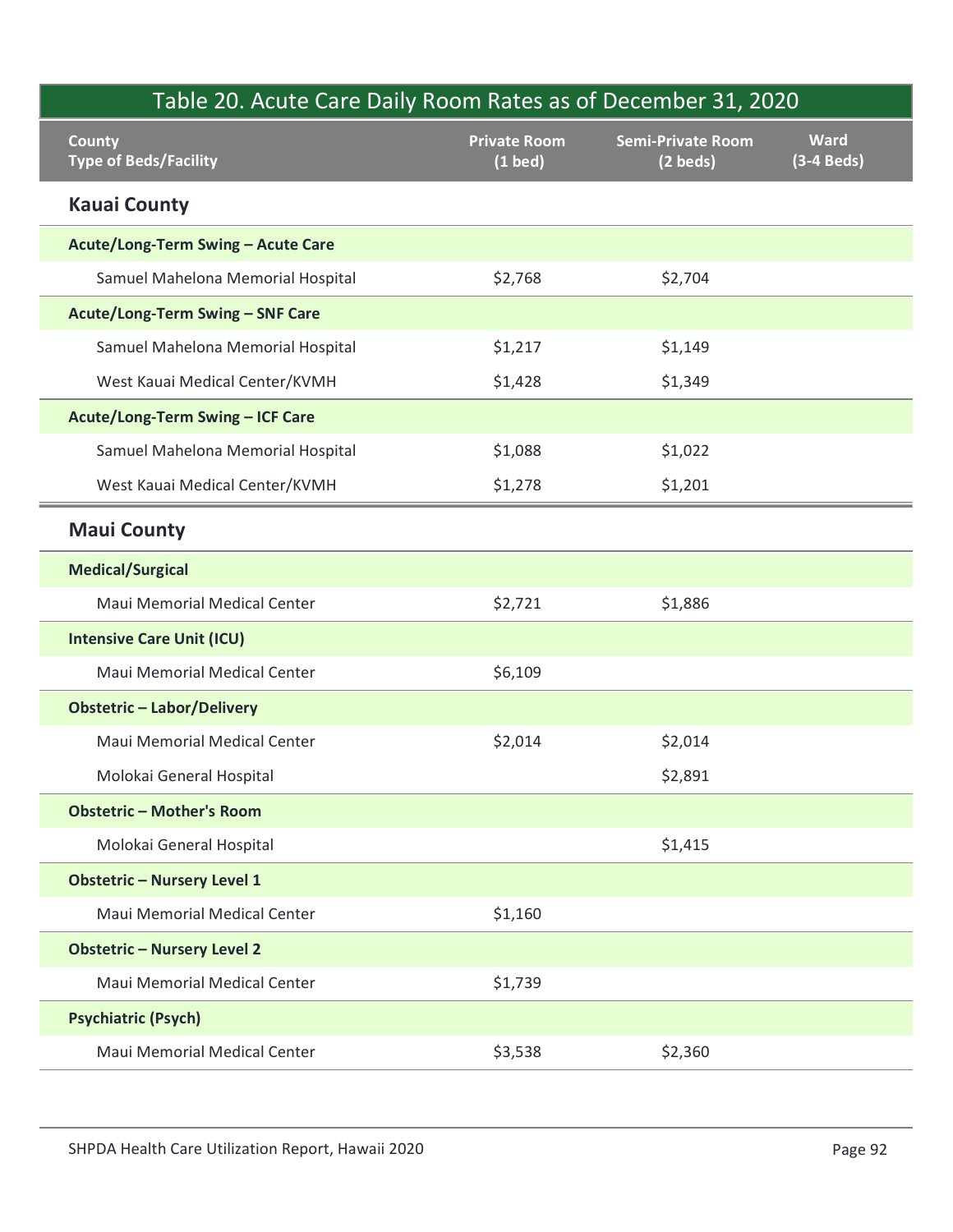| County<br>Type of Beds/Facility | Private Room<br>(1 bed) | Semi-Private Room<br>(2 beds) | Ward<br>(3-4 Beds) |
|---|---|---|---|
| **Kauai County** | | | |
| **Acute/Long-Term Swing – Acute Care** | | | |
| Samuel Mahelona Memorial Hospital | $2,768 | $2,704 | |
| **Acute/Long-Term Swing – SNF Care** | | | |
| Samuel Mahelona Memorial Hospital | $1,217 | $1,149 | |
| West Kauai Medical Center/KVMH | $1,428 | $1,349 | |
| **Acute/Long-Term Swing – ICF Care** | | | |
| Samuel Mahelona Memorial Hospital | $1,088 | $1,022 | |
| West Kauai Medical Center/KVMH | $1,278 | $1,201 | |
| **Maui County** | | | |
| **Medical/Surgical** | | | |
| Maui Memorial Medical Center | $2,721 | $1,886 | |
| **Intensive Care Unit (ICU)** | | | |
| Maui Memorial Medical Center | $6,109 | | |
| **Obstetric – Labor/Delivery** | | | |
| Maui Memorial Medical Center | $2,014 | $2,014 | |
| Molokai General Hospital | | $2,891 | |
| **Obstetric – Mother's Room** | | | |
| Molokai General Hospital | | $1,415 | |
| **Obstetric – Nursery Level 1** | | | |
| Maui Memorial Medical Center | $1,160 | | |
| **Obstetric – Nursery Level 2** | | | |
| Maui Memorial Medical Center | $1,739 | | |
| **Psychiatric (Psych)** | | | |
| Maui Memorial Medical Center | $3,538 | $2,360 | |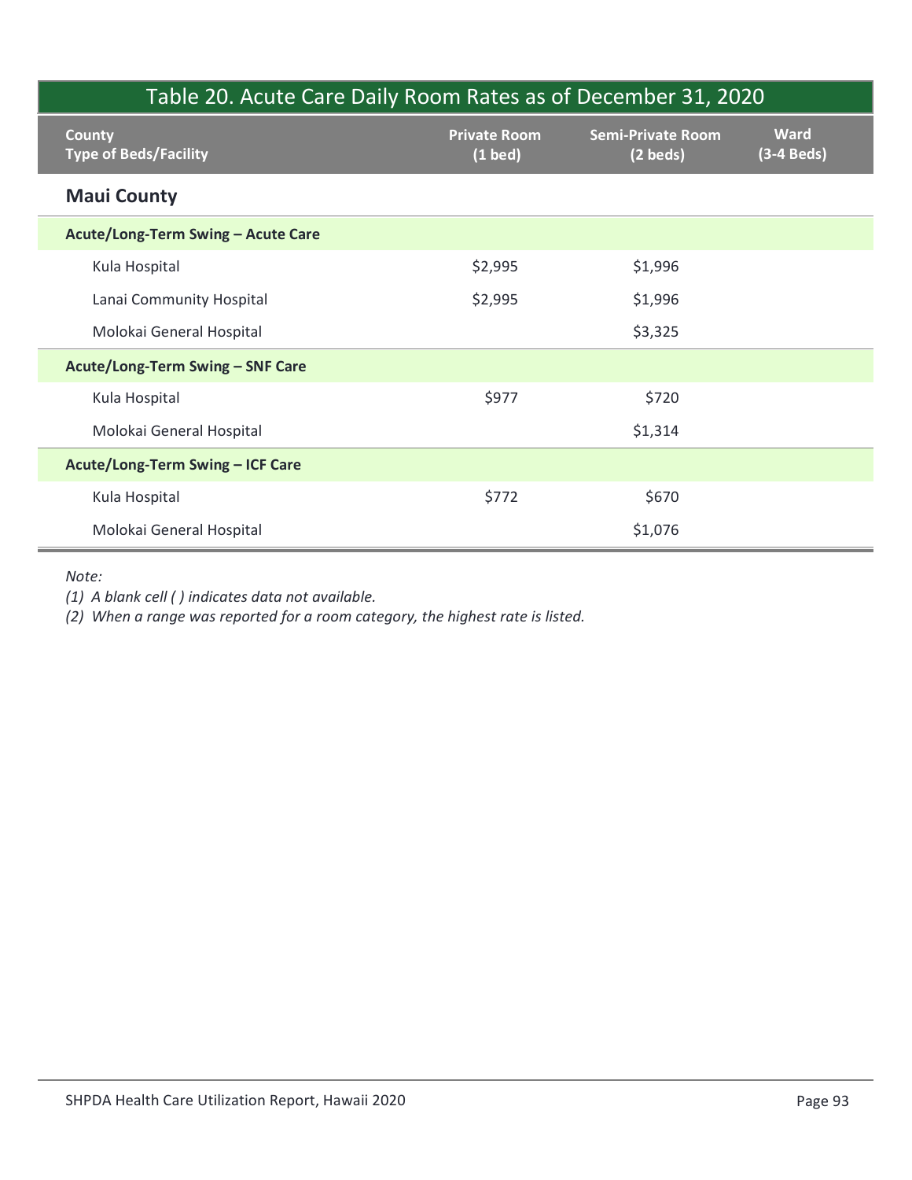## Table 20. Acute Care Daily Room Rates as of December 31, 2020

| County<br>Type of Beds/Facility | Private Room (1 bed) | Semi-Private Room (2 beds) | Ward (3-4 Beds) |
|---|---|---|---|
| **Maui County** | | | |
| **Acute/Long-Term Swing – Acute Care** | | | |
| Kula Hospital | $2,995 | $1,996 | |
| Lanai Community Hospital | $2,995 | $1,996 | |
| Molokai General Hospital | | $3,325 | |
| **Acute/Long-Term Swing – SNF Care** | | | |
| Kula Hospital | $977 | $720 | |
| Molokai General Hospital | | $1,314 | |
| **Acute/Long-Term Swing – ICF Care** | | | |
| Kula Hospital | $772 | $670 | |
| Molokai General Hospital | | $1,076 | |

*Note:*

*(1) A blank cell ( ) indicates data not available.*

*(2) When a range was reported for a room category, the highest rate is listed.*